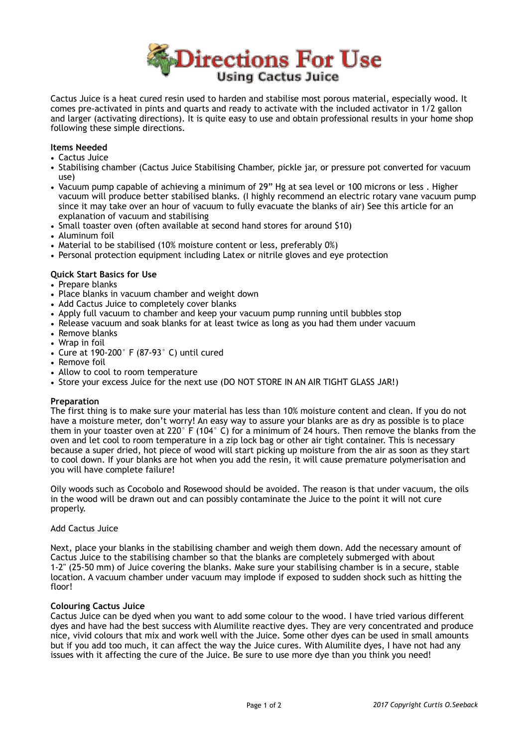# Directions For Use

## Using Cactus Juice

Cactus Juice is a heat cured resin used to harden and stabilise most porous material, especially wood. It comes pre-activated in pints and quarts and ready to activate with the included activator in 1/2 gallon and larger (activating directions). It is quite easy to use and obtain professional results in your home shop following these simple directions.

**Items Needed**

- Cactus Juice
- Stabilising chamber (Cactus Juice Stabilising Chamber, pickle jar, or pressure pot converted for vacuum use)
- Vacuum pump capable of achieving a minimum of 29" Hg at sea level or 100 microns or less . Higher vacuum will produce better stabilised blanks. (I highly recommend an electric rotary vane vacuum pump since it may take over an hour of vacuum to fully evacuate the blanks of air) See this article for an explanation of vacuum and stabilising
- Small toaster oven (often available at second hand stores for around $10)
- Aluminum foil
- Material to be stabilised (10% moisture content or less, preferably 0%)
- Personal protection equipment including Latex or nitrile gloves and eye protection

**Quick Start Basics for Use**

- Prepare blanks
- Place blanks in vacuum chamber and weight down
- Add Cactus Juice to completely cover blanks
- Apply full vacuum to chamber and keep your vacuum pump running until bubbles stop
- Release vacuum and soak blanks for at least twice as long as you had them under vacuum
- Remove blanks
- Wrap in foil
- Cure at 190-200° F (87-93° C) until cured
- Remove foil
- Allow to cool to room temperature
- Store your excess Juice for the next use (DO NOT STORE IN AN AIR TIGHT GLASS JAR!)

**Preparation**

The first thing is to make sure your material has less than 10% moisture content and clean. If you do not have a moisture meter, don't worry! An easy way to assure your blanks are as dry as possible is to place them in your toaster oven at 220° F (104° C) for a minimum of 24 hours. Then remove the blanks from the oven and let cool to room temperature in a zip lock bag or other air tight container. This is necessary because a super dried, hot piece of wood will start picking up moisture from the air as soon as they start to cool down. If your blanks are hot when you add the resin, it will cause premature polymerisation and you will have complete failure!

Oily woods such as Cocobolo and Rosewood should be avoided. The reason is that under vacuum, the oils in the wood will be drawn out and can possibly contaminate the Juice to the point it will not cure properly.

Add Cactus Juice

Next, place your blanks in the stabilising chamber and weigh them down. Add the necessary amount of Cactus Juice to the stabilising chamber so that the blanks are completely submerged with about 1-2" (25-50 mm) of Juice covering the blanks. Make sure your stabilising chamber is in a secure, stable location. A vacuum chamber under vacuum may implode if exposed to sudden shock such as hitting the floor!

**Colouring Cactus Juice**

Cactus Juice can be dyed when you want to add some colour to the wood. I have tried various different dyes and have had the best success with Alumilite reactive dyes. They are very concentrated and produce nice, vivid colours that mix and work well with the Juice. Some other dyes can be used in small amounts but if you add too much, it can affect the way the Juice cures. With Alumilite dyes, I have not had any issues with it affecting the cure of the Juice. Be sure to use more dye than you think you need!

*2017 Copyright Curtis O.Seeback*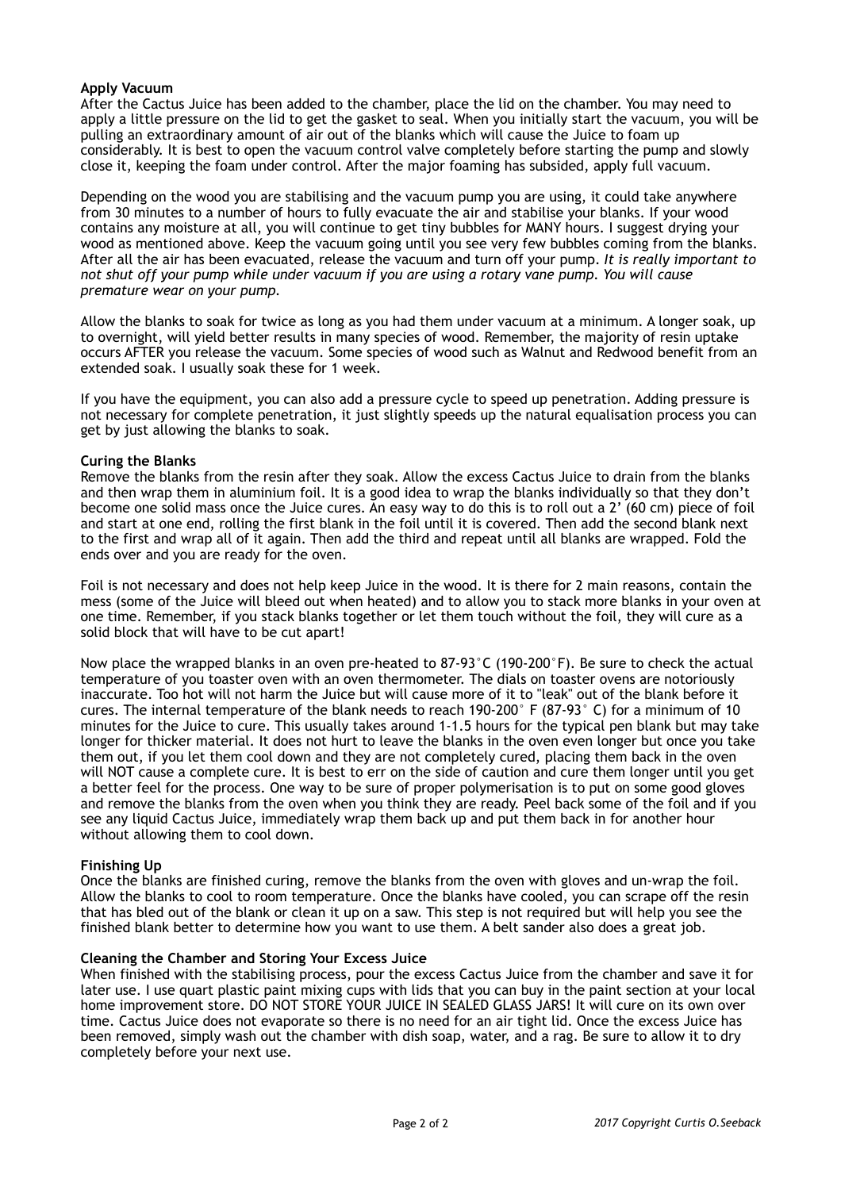**Apply Vacuum**

After the Cactus Juice has been added to the chamber, place the lid on the chamber. You may need to apply a little pressure on the lid to get the gasket to seal. When you initially start the vacuum, you will be pulling an extraordinary amount of air out of the blanks which will cause the Juice to foam up considerably. It is best to open the vacuum control valve completely before starting the pump and slowly close it, keeping the foam under control. After the major foaming has subsided, apply full vacuum.

Depending on the wood you are stabilising and the vacuum pump you are using, it could take anywhere from 30 minutes to a number of hours to fully evacuate the air and stabilise your blanks. If your wood contains any moisture at all, you will continue to get tiny bubbles for MANY hours. I suggest drying your wood as mentioned above. Keep the vacuum going until you see very few bubbles coming from the blanks. After all the air has been evacuated, release the vacuum and turn off your pump. *It is really important to not shut off your pump while under vacuum if you are using a rotary vane pump. You will cause premature wear on your pump.*

Allow the blanks to soak for twice as long as you had them under vacuum at a minimum. A longer soak, up to overnight, will yield better results in many species of wood. Remember, the majority of resin uptake occurs AFTER you release the vacuum. Some species of wood such as Walnut and Redwood benefit from an extended soak. I usually soak these for 1 week.

If you have the equipment, you can also add a pressure cycle to speed up penetration. Adding pressure is not necessary for complete penetration, it just slightly speeds up the natural equalisation process you can get by just allowing the blanks to soak.

**Curing the Blanks**

Remove the blanks from the resin after they soak. Allow the excess Cactus Juice to drain from the blanks and then wrap them in aluminium foil. It is a good idea to wrap the blanks individually so that they don't become one solid mass once the Juice cures. An easy way to do this is to roll out a 2' (60 cm) piece of foil and start at one end, rolling the first blank in the foil until it is covered. Then add the second blank next to the first and wrap all of it again. Then add the third and repeat until all blanks are wrapped. Fold the ends over and you are ready for the oven.

Foil is not necessary and does not help keep Juice in the wood. It is there for 2 main reasons, contain the mess (some of the Juice will bleed out when heated) and to allow you to stack more blanks in your oven at one time. Remember, if you stack blanks together or let them touch without the foil, they will cure as a solid block that will have to be cut apart!

Now place the wrapped blanks in an oven pre-heated to 87-93°C (190-200°F). Be sure to check the actual temperature of you toaster oven with an oven thermometer. The dials on toaster ovens are notoriously inaccurate. Too hot will not harm the Juice but will cause more of it to "leak" out of the blank before it cures. The internal temperature of the blank needs to reach 190-200° F (87-93° C) for a minimum of 10 minutes for the Juice to cure. This usually takes around 1-1.5 hours for the typical pen blank but may take longer for thicker material. It does not hurt to leave the blanks in the oven even longer but once you take them out, if you let them cool down and they are not completely cured, placing them back in the oven will NOT cause a complete cure. It is best to err on the side of caution and cure them longer until you get a better feel for the process. One way to be sure of proper polymerisation is to put on some good gloves and remove the blanks from the oven when you think they are ready. Peel back some of the foil and if you see any liquid Cactus Juice, immediately wrap them back up and put them back in for another hour without allowing them to cool down.

**Finishing Up**

Once the blanks are finished curing, remove the blanks from the oven with gloves and un-wrap the foil. Allow the blanks to cool to room temperature. Once the blanks have cooled, you can scrape off the resin that has bled out of the blank or clean it up on a saw. This step is not required but will help you see the finished blank better to determine how you want to use them. A belt sander also does a great job.

**Cleaning the Chamber and Storing Your Excess Juice**

When finished with the stabilising process, pour the excess Cactus Juice from the chamber and save it for later use. I use quart plastic paint mixing cups with lids that you can buy in the paint section at your local home improvement store. DO NOT STORE YOUR JUICE IN SEALED GLASS JARS! It will cure on its own over time. Cactus Juice does not evaporate so there is no need for an air tight lid. Once the excess Juice has been removed, simply wash out the chamber with dish soap, water, and a rag. Be sure to allow it to dry completely before your next use.

*2017 Copyright Curtis O.Seeback*